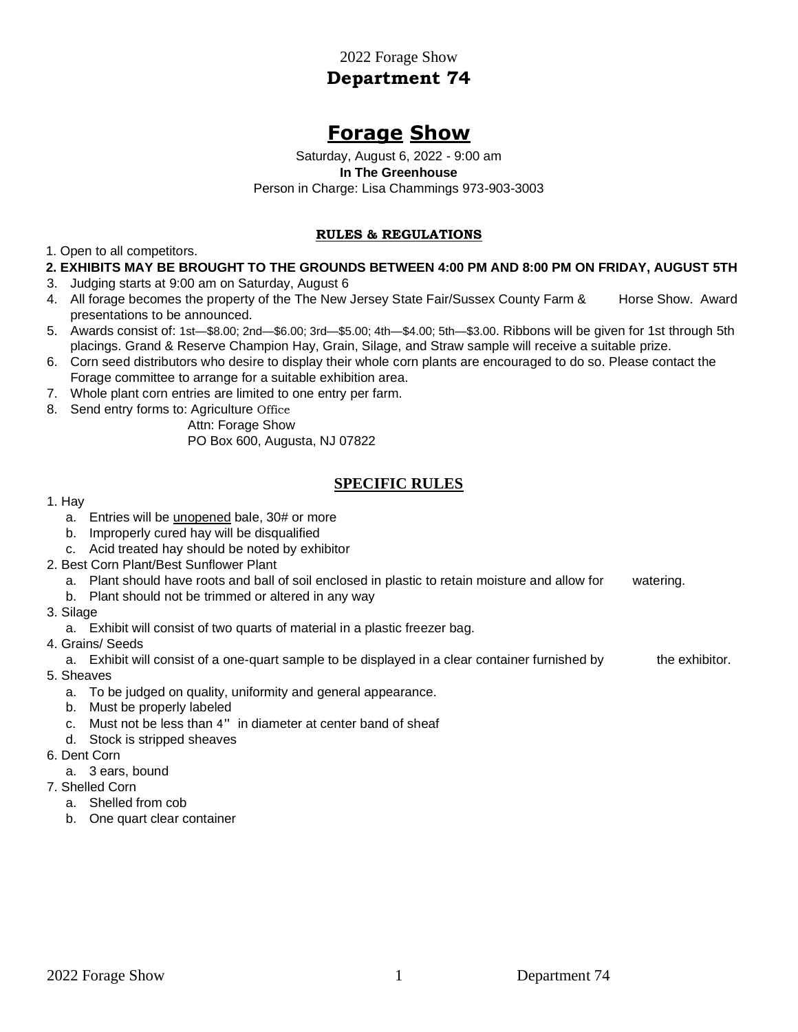2022 Forage Show

# Department 74

# Forage Show

Saturday, August 6, 2022 - 9:00 am

**In The Greenhouse**

Person in Charge: Lisa Chammings 973-903-3003

## RULES & REGULATIONS

1. Open to all competitors.
2. **EXHIBITS MAY BE BROUGHT TO THE GROUNDS BETWEEN 4:00 PM AND 8:00 PM ON FRIDAY, AUGUST 5TH**
3. Judging starts at 9:00 am on Saturday, August 6
4. All forage becomes the property of the The New Jersey State Fair/Sussex County Farm & Horse Show. Award presentations to be announced.
5. Awards consist of: 1st—$8.00; 2nd—$6.00; 3rd—$5.00; 4th—$4.00; 5th—$3.00. Ribbons will be given for 1st through 5th placings. Grand & Reserve Champion Hay, Grain, Silage, and Straw sample will receive a suitable prize.
6. Corn seed distributors who desire to display their whole corn plants are encouraged to do so. Please contact the Forage committee to arrange for a suitable exhibition area.
7. Whole plant corn entries are limited to one entry per farm.
8. Send entry forms to: Agriculture Office
   Attn: Forage Show
   PO Box 600, Augusta, NJ 07822

## SPECIFIC RULES

1. Hay
   a. Entries will be unopened bale, 30# or more
   b. Improperly cured hay will be disqualified
   c. Acid treated hay should be noted by exhibitor
2. Best Corn Plant/Best Sunflower Plant
   a. Plant should have roots and ball of soil enclosed in plastic to retain moisture and allow for watering.
   b. Plant should not be trimmed or altered in any way
3. Silage
   a. Exhibit will consist of two quarts of material in a plastic freezer bag.
4. Grains/ Seeds
   a. Exhibit will consist of a one-quart sample to be displayed in a clear container furnished by the exhibitor.
5. Sheaves
   a. To be judged on quality, uniformity and general appearance.
   b. Must be properly labeled
   c. Must not be less than 4" in diameter at center band of sheaf
   d. Stock is stripped sheaves
6. Dent Corn
   a. 3 ears, bound
7. Shelled Corn
   a. Shelled from cob
   b. One quart clear container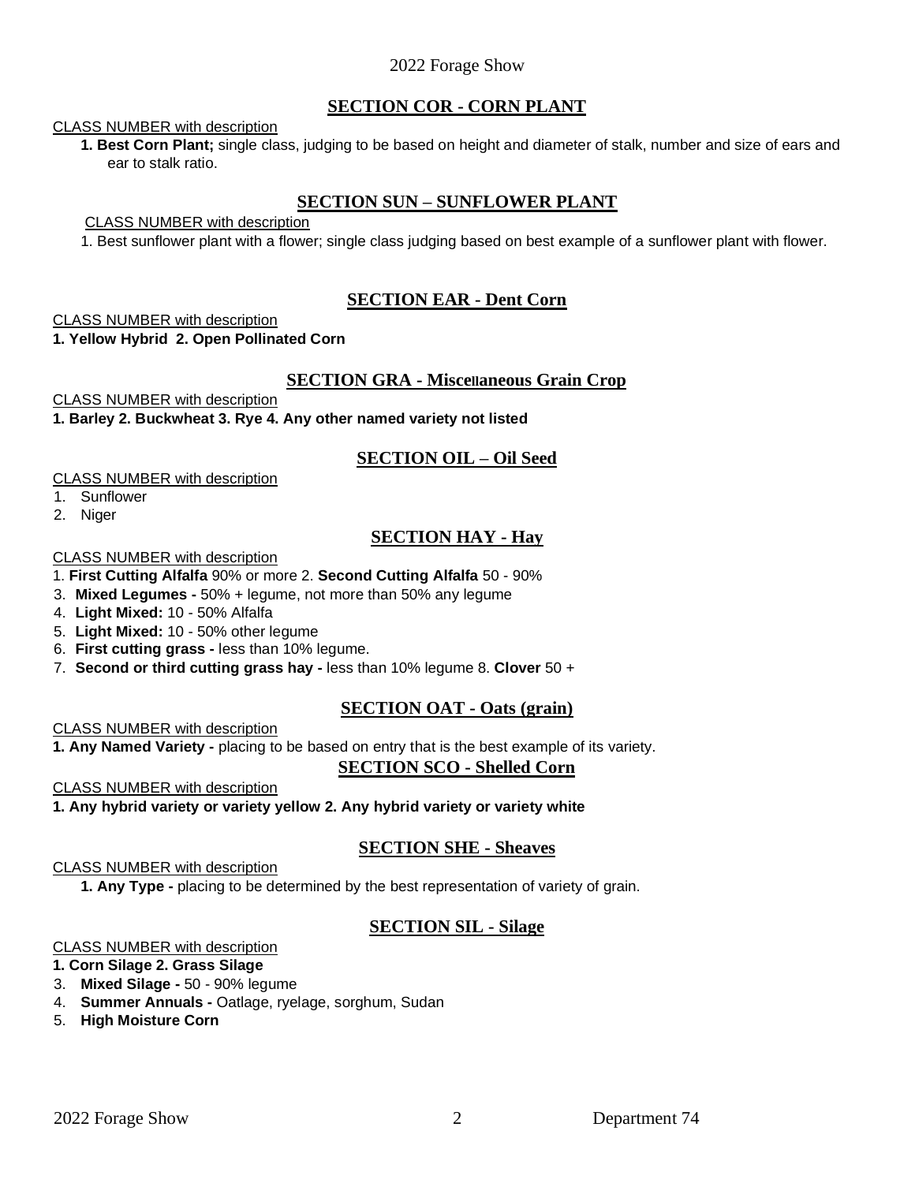## SECTION COR - CORN PLANT

CLASS NUMBER with description

**1. Best Corn Plant;** single class, judging to be based on height and diameter of stalk, number and size of ears and ear to stalk ratio.

## SECTION SUN – SUNFLOWER PLANT

CLASS NUMBER with description

1. Best sunflower plant with a flower; single class judging based on best example of a sunflower plant with flower.

## SECTION EAR - Dent Corn

CLASS NUMBER with description

**1. Yellow Hybrid 2. Open Pollinated Corn**

## SECTION GRA - Miscellaneous Grain Crop

CLASS NUMBER with description

**1. Barley 2. Buckwheat 3. Rye 4. Any other named variety not listed**

## SECTION OIL – Oil Seed

CLASS NUMBER with description

1. Sunflower
2. Niger

## SECTION HAY - Hay

CLASS NUMBER with description

1. **First Cutting Alfalfa** 90% or more 2. **Second Cutting Alfalfa** 50 - 90%
3. **Mixed Legumes -** 50% + legume, not more than 50% any legume
4. **Light Mixed:** 10 - 50% Alfalfa
5. **Light Mixed:** 10 - 50% other legume
6. **First cutting grass -** less than 10% legume.
7. **Second or third cutting grass hay -** less than 10% legume 8. **Clover** 50 +

## SECTION OAT - Oats (grain)

CLASS NUMBER with description

**1. Any Named Variety -** placing to be based on entry that is the best example of its variety.

## SECTION SCO - Shelled Corn

CLASS NUMBER with description

**1. Any hybrid variety or variety yellow 2. Any hybrid variety or variety white**

## SECTION SHE - Sheaves

CLASS NUMBER with description

**1. Any Type -** placing to be determined by the best representation of variety of grain.

## SECTION SIL - Silage

CLASS NUMBER with description

**1. Corn Silage 2. Grass Silage**

3. **Mixed Silage -** 50 - 90% legume
4. **Summer Annuals -** Oatlage, ryelage, sorghum, Sudan
5. **High Moisture Corn**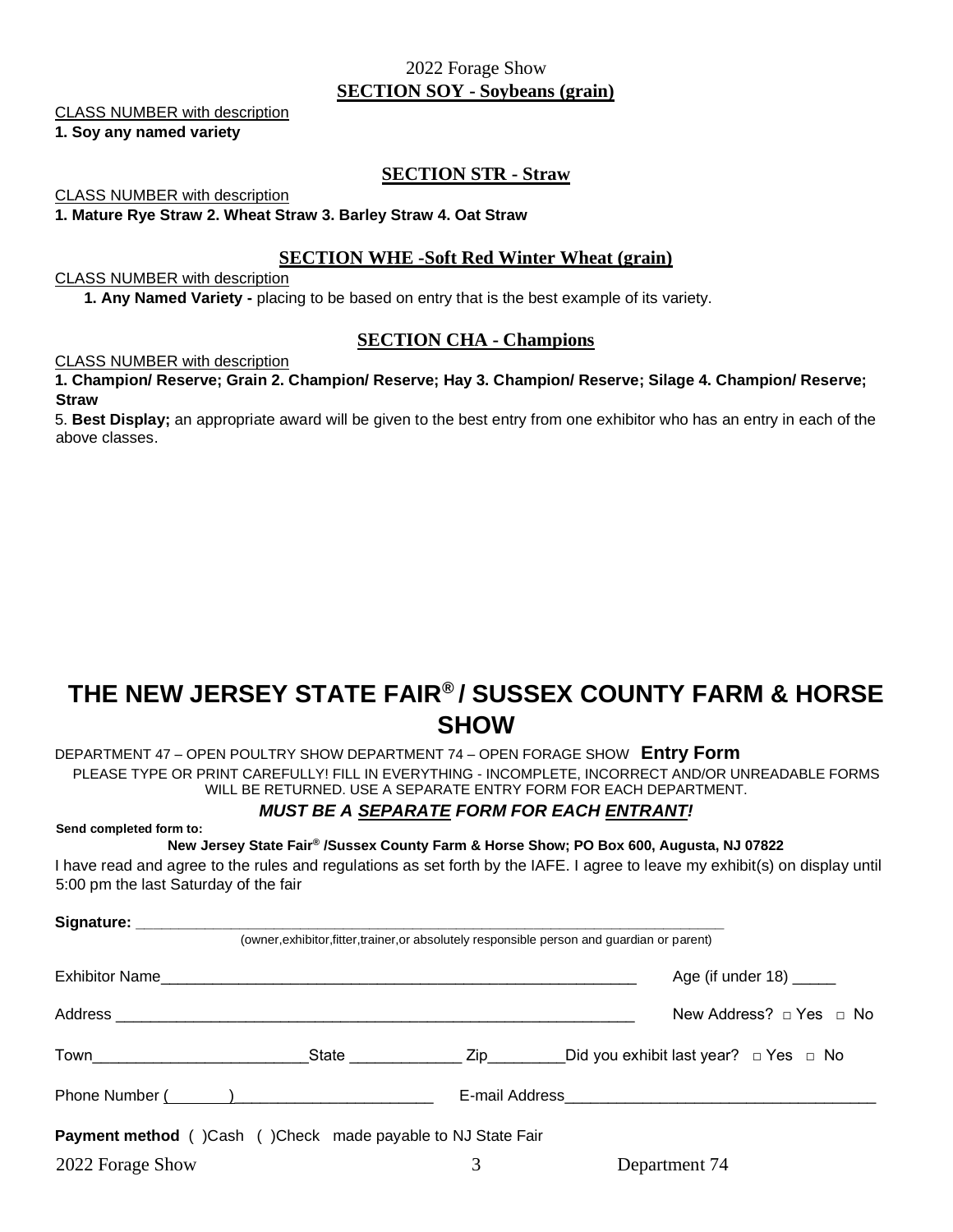2022 Forage Show

## SECTION SOY - Soybeans (grain)

CLASS NUMBER with description

**1. Soy any named variety**

## SECTION STR - Straw

CLASS NUMBER with description

**1. Mature Rye Straw 2. Wheat Straw 3. Barley Straw 4. Oat Straw**

## SECTION WHE -Soft Red Winter Wheat (grain)

CLASS NUMBER with description

**1. Any Named Variety -** placing to be based on entry that is the best example of its variety.

## SECTION CHA - Champions

CLASS NUMBER with description

**1. Champion/ Reserve; Grain 2. Champion/ Reserve; Hay 3. Champion/ Reserve; Silage 4. Champion/ Reserve; Straw**

5. **Best Display;** an appropriate award will be given to the best entry from one exhibitor who has an entry in each of the above classes.

# THE NEW JERSEY STATE FAIR® / SUSSEX COUNTY FARM & HORSE SHOW

DEPARTMENT 47 – OPEN POULTRY SHOW DEPARTMENT 74 – OPEN FORAGE SHOW **Entry Form**

PLEASE TYPE OR PRINT CAREFULLY! FILL IN EVERYTHING - INCOMPLETE, INCORRECT AND/OR UNREADABLE FORMS WILL BE RETURNED. USE A SEPARATE ENTRY FORM FOR EACH DEPARTMENT.

***MUST BE A SEPARATE FORM FOR EACH ENTRANT!***

**Send completed form to:**

**New Jersey State Fair® /Sussex County Farm & Horse Show; PO Box 600, Augusta, NJ 07822**

I have read and agree to the rules and regulations as set forth by the IAFE. I agree to leave my exhibit(s) on display until 5:00 pm the last Saturday of the fair

**Signature:** ______________________________________________________________

(owner,exhibitor,fitter,trainer,or absolutely responsible person and guardian or parent)

Exhibitor Name________________________________________________________ Age (if under 18) _____

Address ____________________________________________________________ New Address? □ Yes □ No

Town________________________State _____________ Zip_________Did you exhibit last year? □ Yes □ No

Phone Number (_______)_______________________ E-mail Address___________________________________

**Payment method** ( )Cash ( )Check made payable to NJ State Fair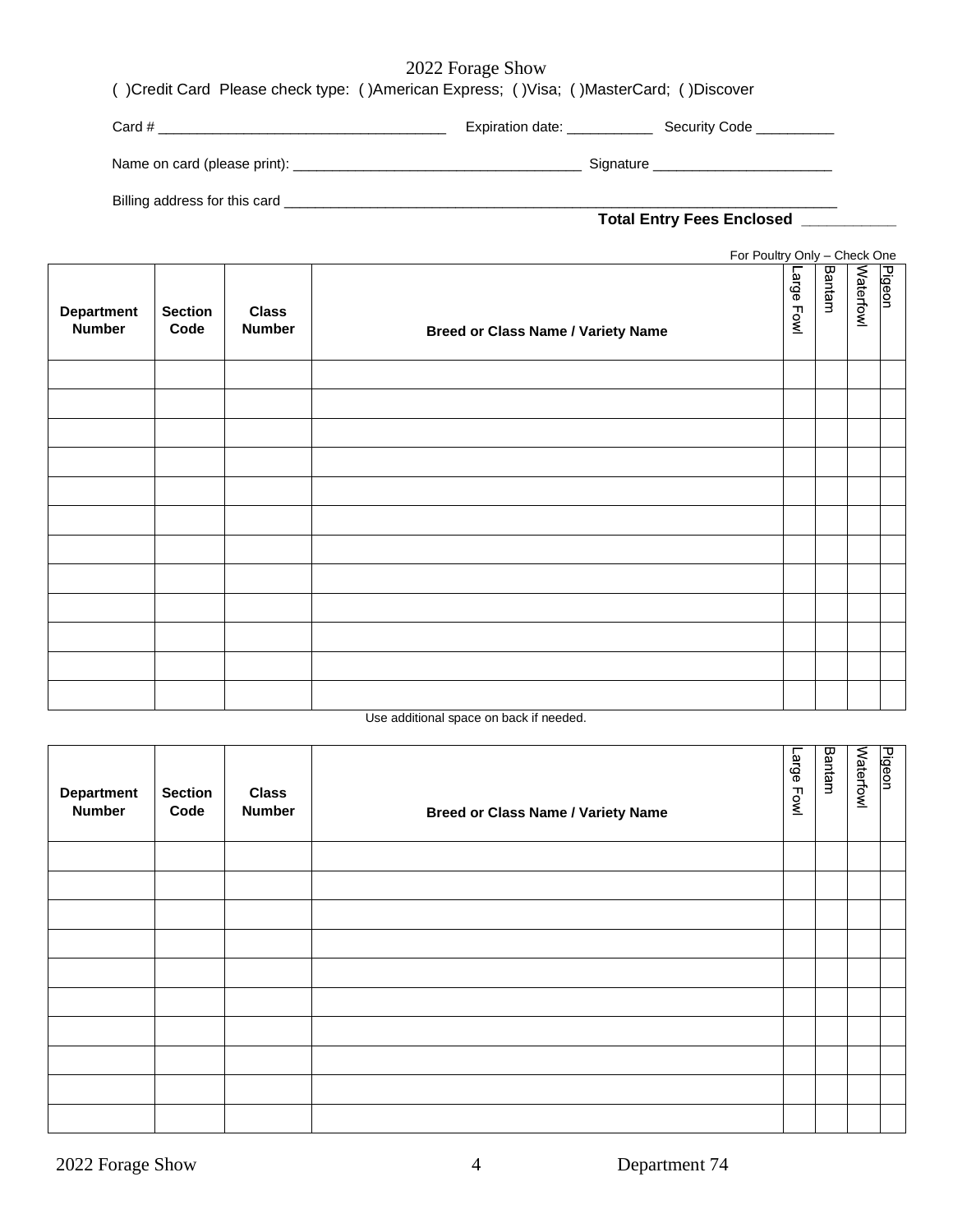2022 Forage Show

( )Credit Card Please check type: ( )American Express; ( )Visa; ( )MasterCard; ( )Discover

Card # ____________________________________ Expiration date: ___________ Security Code __________

Name on card (please print): ____________________________________ Signature _______________________

Billing address for this card ___________________________________________________________________________

**Total Entry Fees Enclosed ___________**

For Poultry Only – Check One

| Department Number | Section Code | Class Number | Breed or Class Name / Variety Name | Large Fowl | Bantam | Waterfowl | Pigeon |
|---|---|---|---|---|---|---|---|
| | | | | | | | |
| | | | | | | | |
| | | | | | | | |
| | | | | | | | |
| | | | | | | | |
| | | | | | | | |
| | | | | | | | |
| | | | | | | | |
| | | | | | | | |
| | | | | | | | |
| | | | | | | | |
| | | | | | | | |

Use additional space on back if needed.

| Department Number | Section Code | Class Number | Breed or Class Name / Variety Name | Large Fowl | Bantam | Waterfowl | Pigeon |
|---|---|---|---|---|---|---|---|
| | | | | | | | |
| | | | | | | | |
| | | | | | | | |
| | | | | | | | |
| | | | | | | | |
| | | | | | | | |
| | | | | | | | |
| | | | | | | | |
| | | | | | | | |
| | | | | | | | |